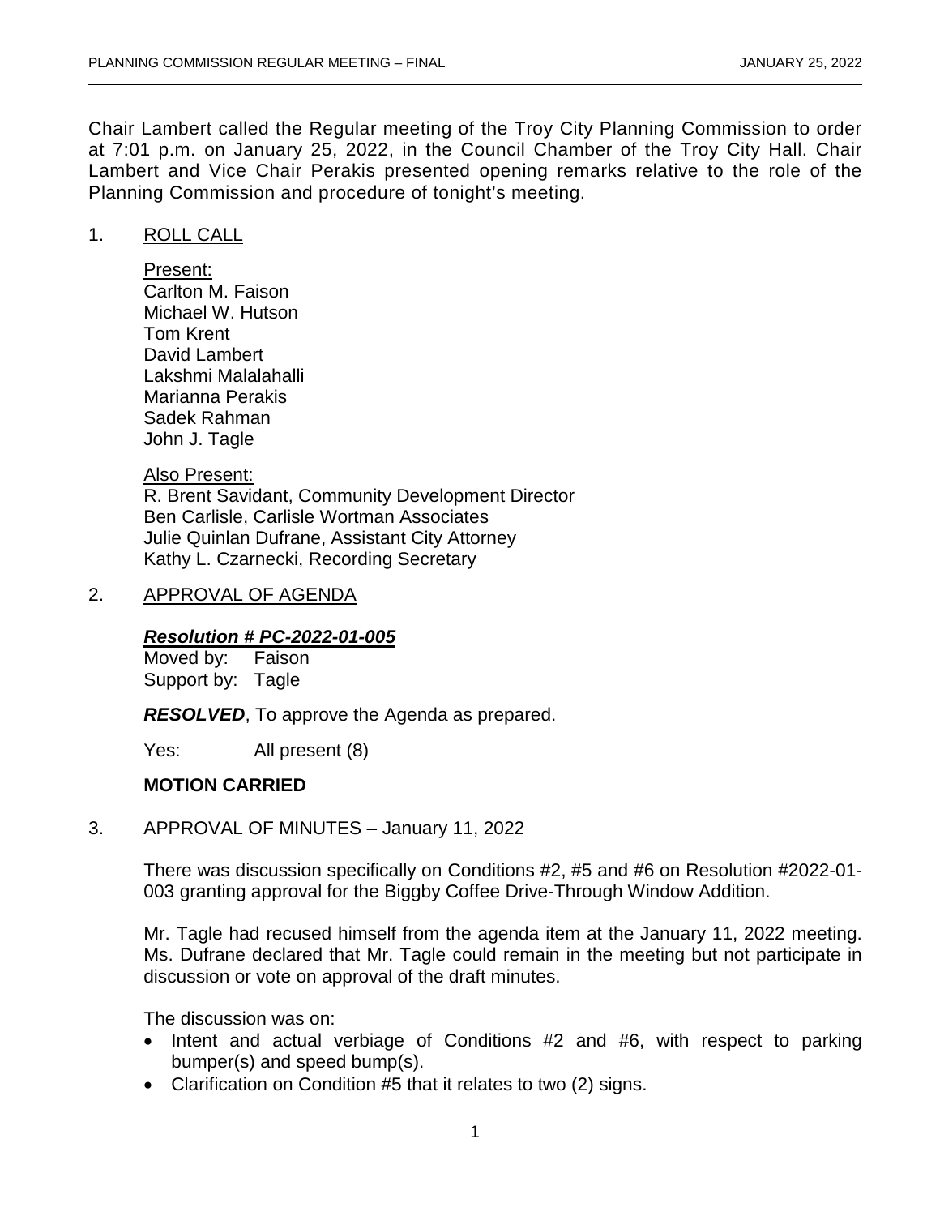Chair Lambert called the Regular meeting of the Troy City Planning Commission to order at 7:01 p.m. on January 25, 2022, in the Council Chamber of the Troy City Hall. Chair Lambert and Vice Chair Perakis presented opening remarks relative to the role of the Planning Commission and procedure of tonight's meeting.

## 1. ROLL CALL

Present:
Carlton M. Faison
Michael W. Hutson
Tom Krent
David Lambert
Lakshmi Malalahalli
Marianna Perakis
Sadek Rahman
John J. Tagle

Also Present:
R. Brent Savidant, Community Development Director
Ben Carlisle, Carlisle Wortman Associates
Julie Quinlan Dufrane, Assistant City Attorney
Kathy L. Czarnecki, Recording Secretary

## 2. APPROVAL OF AGENDA

***Resolution # PC-2022-01-005***
Moved by: Faison
Support by: Tagle

***RESOLVED***, To approve the Agenda as prepared.

Yes: All present (8)

**MOTION CARRIED**

## 3. APPROVAL OF MINUTES – January 11, 2022

There was discussion specifically on Conditions #2, #5 and #6 on Resolution #2022-01-003 granting approval for the Biggby Coffee Drive-Through Window Addition.

Mr. Tagle had recused himself from the agenda item at the January 11, 2022 meeting. Ms. Dufrane declared that Mr. Tagle could remain in the meeting but not participate in discussion or vote on approval of the draft minutes.

The discussion was on:

- Intent and actual verbiage of Conditions #2 and #6, with respect to parking bumper(s) and speed bump(s).
- Clarification on Condition #5 that it relates to two (2) signs.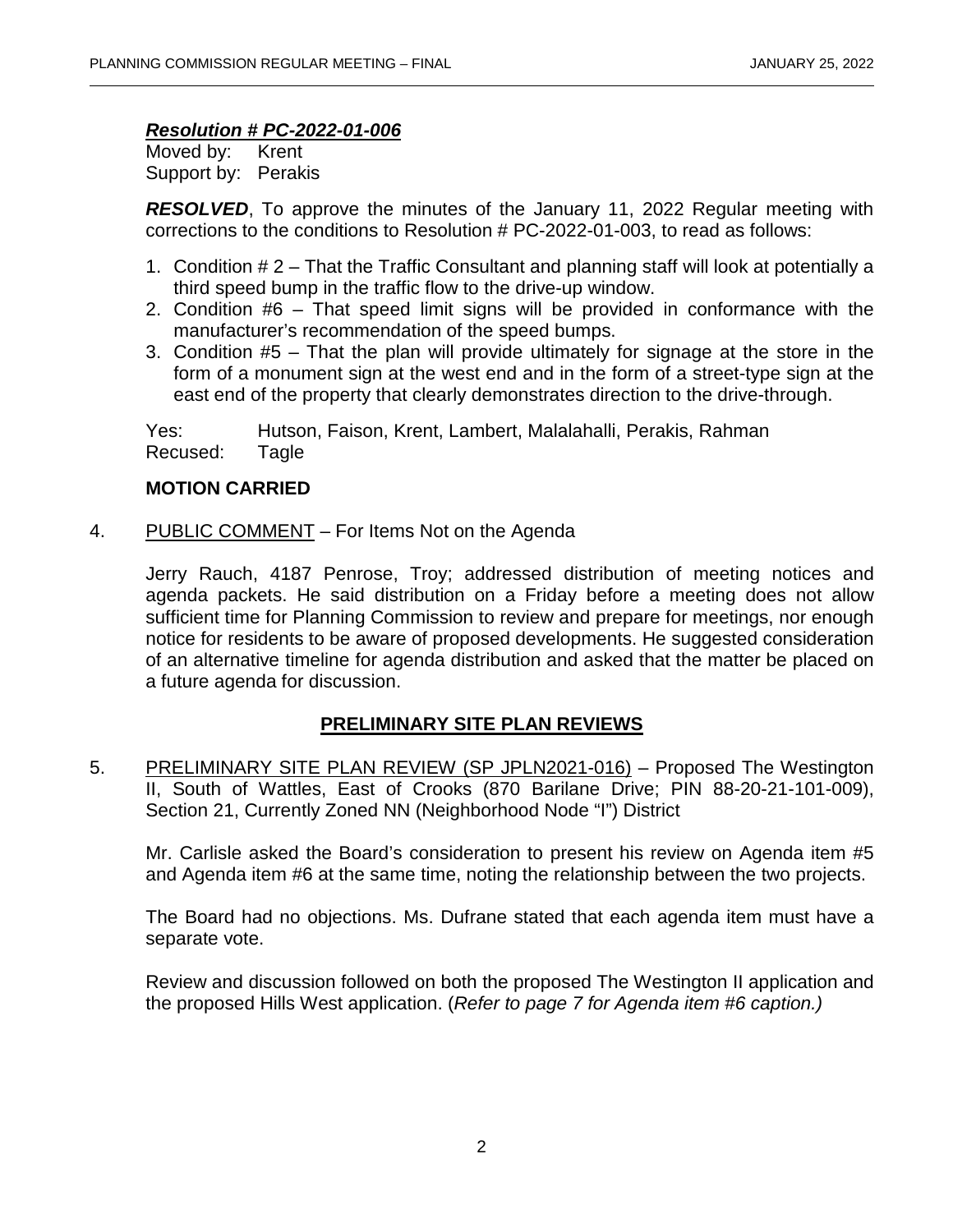***Resolution # PC-2022-01-006***

Moved by: Krent
Support by: Perakis

***RESOLVED***, To approve the minutes of the January 11, 2022 Regular meeting with corrections to the conditions to Resolution # PC-2022-01-003, to read as follows:

1. Condition # 2 – That the Traffic Consultant and planning staff will look at potentially a third speed bump in the traffic flow to the drive-up window.
2. Condition #6 – That speed limit signs will be provided in conformance with the manufacturer's recommendation of the speed bumps.
3. Condition #5 – That the plan will provide ultimately for signage at the store in the form of a monument sign at the west end and in the form of a street-type sign at the east end of the property that clearly demonstrates direction to the drive-through.

Yes: Hutson, Faison, Krent, Lambert, Malalahalli, Perakis, Rahman
Recused: Tagle

**MOTION CARRIED**

4. PUBLIC COMMENT – For Items Not on the Agenda

Jerry Rauch, 4187 Penrose, Troy; addressed distribution of meeting notices and agenda packets. He said distribution on a Friday before a meeting does not allow sufficient time for Planning Commission to review and prepare for meetings, nor enough notice for residents to be aware of proposed developments. He suggested consideration of an alternative timeline for agenda distribution and asked that the matter be placed on a future agenda for discussion.

## PRELIMINARY SITE PLAN REVIEWS

5. PRELIMINARY SITE PLAN REVIEW (SP JPLN2021-016) – Proposed The Westington II, South of Wattles, East of Crooks (870 Barilane Drive; PIN 88-20-21-101-009), Section 21, Currently Zoned NN (Neighborhood Node "I") District

Mr. Carlisle asked the Board's consideration to present his review on Agenda item #5 and Agenda item #6 at the same time, noting the relationship between the two projects.

The Board had no objections. Ms. Dufrane stated that each agenda item must have a separate vote.

Review and discussion followed on both the proposed The Westington II application and the proposed Hills West application. (*Refer to page 7 for Agenda item #6 caption.)*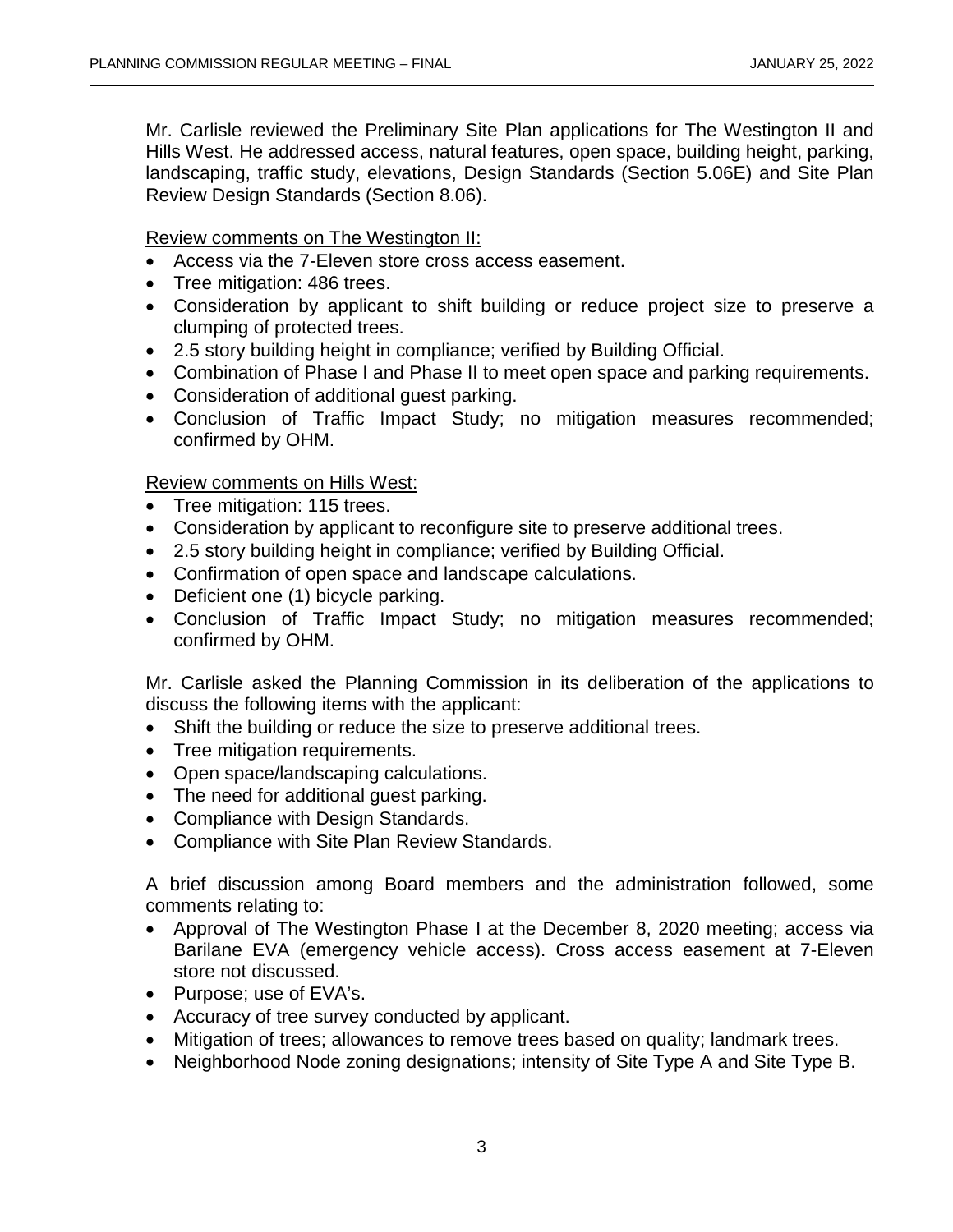Mr. Carlisle reviewed the Preliminary Site Plan applications for The Westington II and Hills West. He addressed access, natural features, open space, building height, parking, landscaping, traffic study, elevations, Design Standards (Section 5.06E) and Site Plan Review Design Standards (Section 8.06).

<u>Review comments on The Westington II:</u>

- Access via the 7-Eleven store cross access easement.
- Tree mitigation: 486 trees.
- Consideration by applicant to shift building or reduce project size to preserve a clumping of protected trees.
- 2.5 story building height in compliance; verified by Building Official.
- Combination of Phase I and Phase II to meet open space and parking requirements.
- Consideration of additional guest parking.
- Conclusion of Traffic Impact Study; no mitigation measures recommended; confirmed by OHM.

<u>Review comments on Hills West:</u>

- Tree mitigation: 115 trees.
- Consideration by applicant to reconfigure site to preserve additional trees.
- 2.5 story building height in compliance; verified by Building Official.
- Confirmation of open space and landscape calculations.
- Deficient one (1) bicycle parking.
- Conclusion of Traffic Impact Study; no mitigation measures recommended; confirmed by OHM.

Mr. Carlisle asked the Planning Commission in its deliberation of the applications to discuss the following items with the applicant:

- Shift the building or reduce the size to preserve additional trees.
- Tree mitigation requirements.
- Open space/landscaping calculations.
- The need for additional guest parking.
- Compliance with Design Standards.
- Compliance with Site Plan Review Standards.

A brief discussion among Board members and the administration followed, some comments relating to:

- Approval of The Westington Phase I at the December 8, 2020 meeting; access via Barilane EVA (emergency vehicle access). Cross access easement at 7-Eleven store not discussed.
- Purpose; use of EVA's.
- Accuracy of tree survey conducted by applicant.
- Mitigation of trees; allowances to remove trees based on quality; landmark trees.
- Neighborhood Node zoning designations; intensity of Site Type A and Site Type B.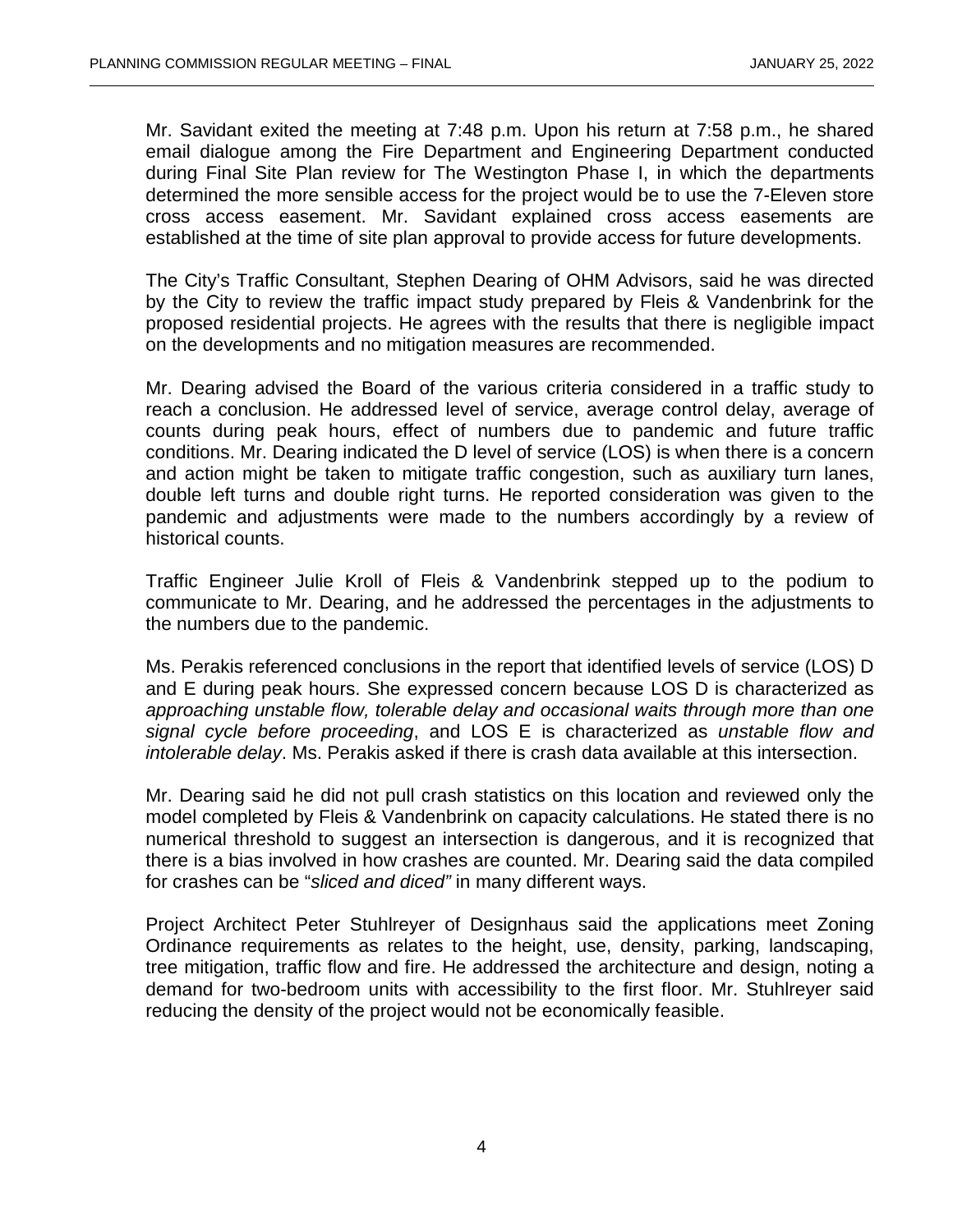Mr. Savidant exited the meeting at 7:48 p.m. Upon his return at 7:58 p.m., he shared email dialogue among the Fire Department and Engineering Department conducted during Final Site Plan review for The Westington Phase I, in which the departments determined the more sensible access for the project would be to use the 7-Eleven store cross access easement. Mr. Savidant explained cross access easements are established at the time of site plan approval to provide access for future developments.

The City's Traffic Consultant, Stephen Dearing of OHM Advisors, said he was directed by the City to review the traffic impact study prepared by Fleis & Vandenbrink for the proposed residential projects. He agrees with the results that there is negligible impact on the developments and no mitigation measures are recommended.

Mr. Dearing advised the Board of the various criteria considered in a traffic study to reach a conclusion. He addressed level of service, average control delay, average of counts during peak hours, effect of numbers due to pandemic and future traffic conditions. Mr. Dearing indicated the D level of service (LOS) is when there is a concern and action might be taken to mitigate traffic congestion, such as auxiliary turn lanes, double left turns and double right turns. He reported consideration was given to the pandemic and adjustments were made to the numbers accordingly by a review of historical counts.

Traffic Engineer Julie Kroll of Fleis & Vandenbrink stepped up to the podium to communicate to Mr. Dearing, and he addressed the percentages in the adjustments to the numbers due to the pandemic.

Ms. Perakis referenced conclusions in the report that identified levels of service (LOS) D and E during peak hours. She expressed concern because LOS D is characterized as *approaching unstable flow, tolerable delay and occasional waits through more than one signal cycle before proceeding*, and LOS E is characterized as *unstable flow and intolerable delay*. Ms. Perakis asked if there is crash data available at this intersection.

Mr. Dearing said he did not pull crash statistics on this location and reviewed only the model completed by Fleis & Vandenbrink on capacity calculations. He stated there is no numerical threshold to suggest an intersection is dangerous, and it is recognized that there is a bias involved in how crashes are counted. Mr. Dearing said the data compiled for crashes can be "*sliced and diced"* in many different ways.

Project Architect Peter Stuhlreyer of Designhaus said the applications meet Zoning Ordinance requirements as relates to the height, use, density, parking, landscaping, tree mitigation, traffic flow and fire. He addressed the architecture and design, noting a demand for two-bedroom units with accessibility to the first floor. Mr. Stuhlreyer said reducing the density of the project would not be economically feasible.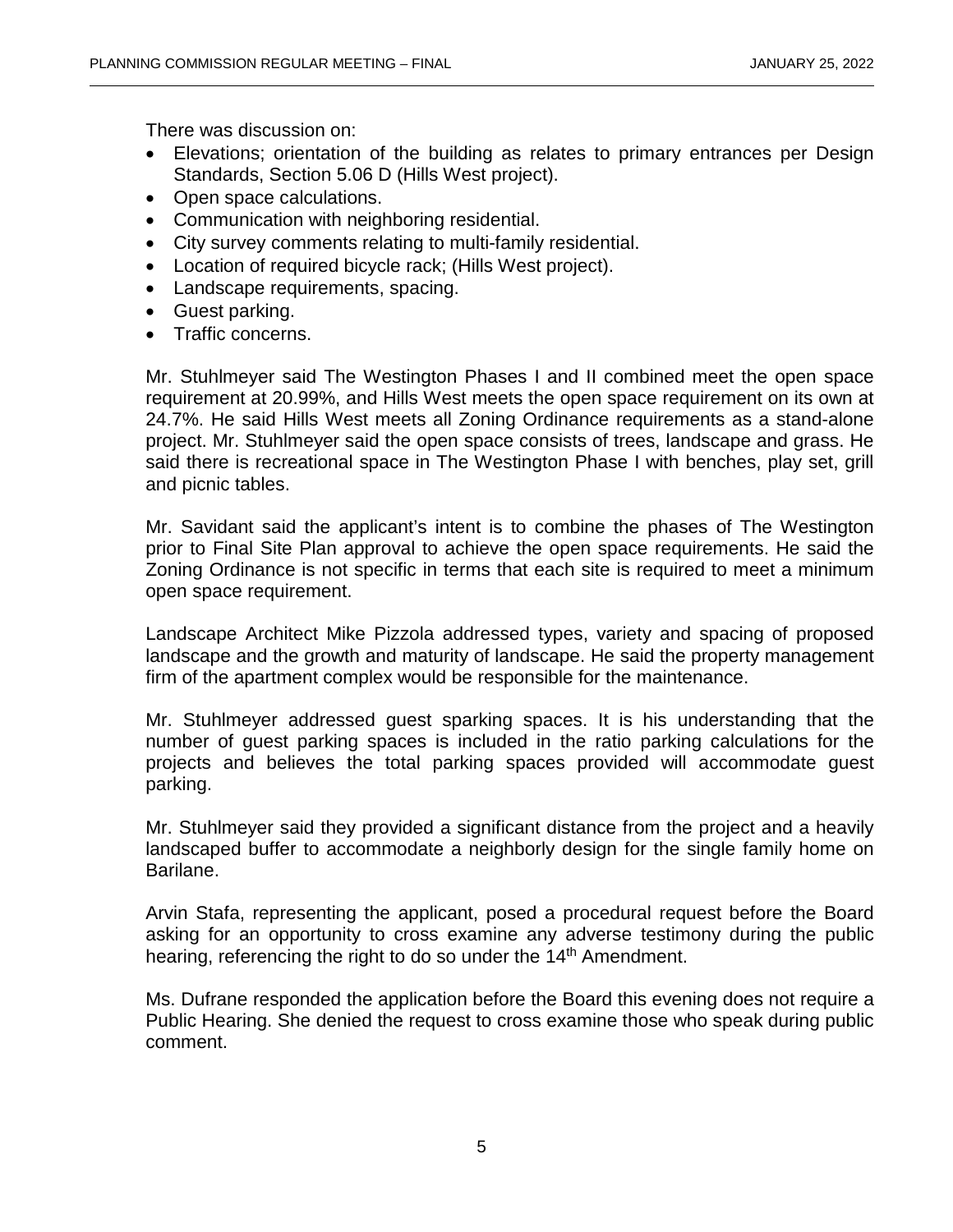There was discussion on:

- Elevations; orientation of the building as relates to primary entrances per Design Standards, Section 5.06 D (Hills West project).
- Open space calculations.
- Communication with neighboring residential.
- City survey comments relating to multi-family residential.
- Location of required bicycle rack; (Hills West project).
- Landscape requirements, spacing.
- Guest parking.
- Traffic concerns.

Mr. Stuhlmeyer said The Westington Phases I and II combined meet the open space requirement at 20.99%, and Hills West meets the open space requirement on its own at 24.7%. He said Hills West meets all Zoning Ordinance requirements as a stand-alone project. Mr. Stuhlmeyer said the open space consists of trees, landscape and grass. He said there is recreational space in The Westington Phase I with benches, play set, grill and picnic tables.

Mr. Savidant said the applicant's intent is to combine the phases of The Westington prior to Final Site Plan approval to achieve the open space requirements. He said the Zoning Ordinance is not specific in terms that each site is required to meet a minimum open space requirement.

Landscape Architect Mike Pizzola addressed types, variety and spacing of proposed landscape and the growth and maturity of landscape. He said the property management firm of the apartment complex would be responsible for the maintenance.

Mr. Stuhlmeyer addressed guest sparking spaces. It is his understanding that the number of guest parking spaces is included in the ratio parking calculations for the projects and believes the total parking spaces provided will accommodate guest parking.

Mr. Stuhlmeyer said they provided a significant distance from the project and a heavily landscaped buffer to accommodate a neighborly design for the single family home on Barilane.

Arvin Stafa, representing the applicant, posed a procedural request before the Board asking for an opportunity to cross examine any adverse testimony during the public hearing, referencing the right to do so under the 14th Amendment.

Ms. Dufrane responded the application before the Board this evening does not require a Public Hearing. She denied the request to cross examine those who speak during public comment.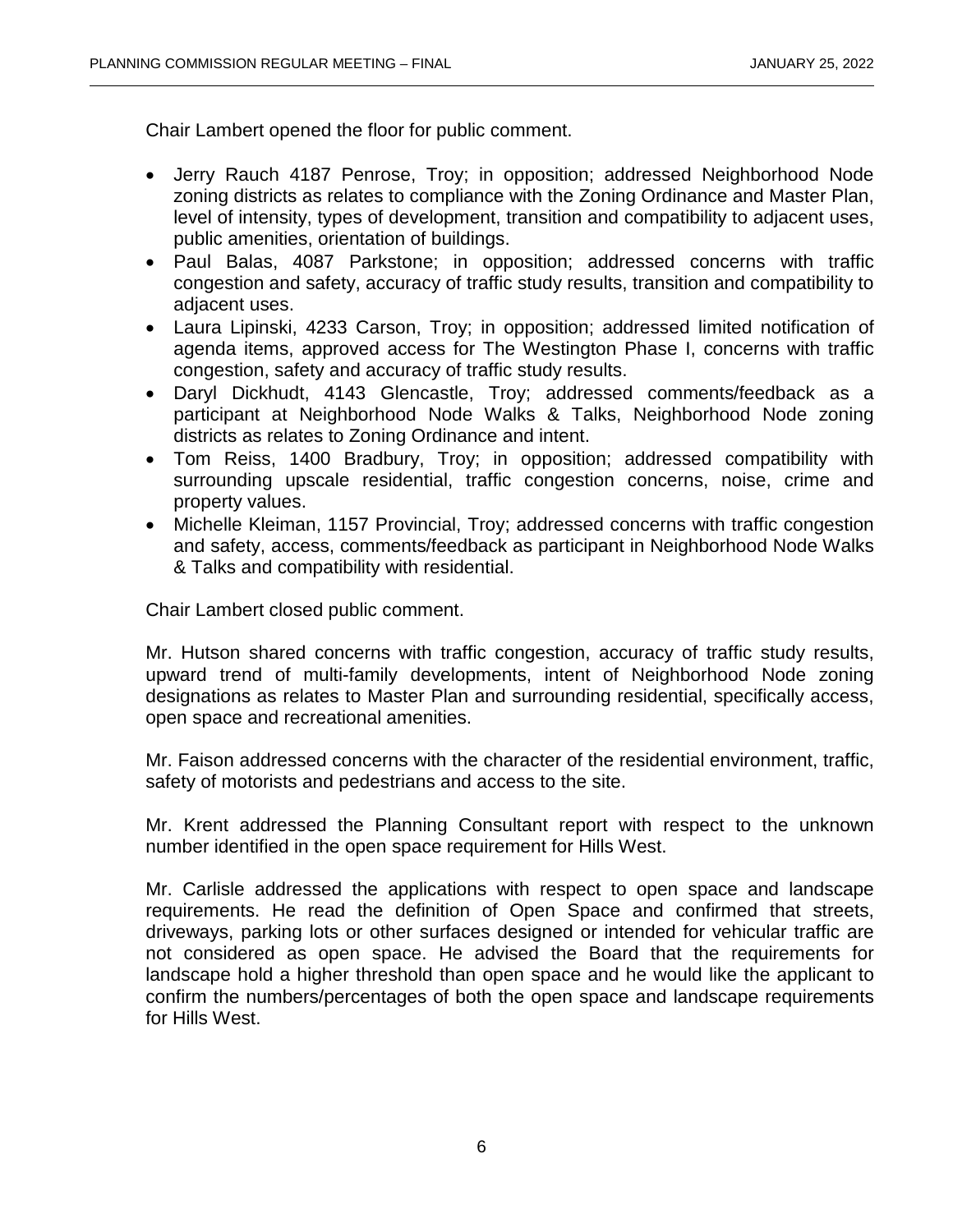Chair Lambert opened the floor for public comment.

- Jerry Rauch 4187 Penrose, Troy; in opposition; addressed Neighborhood Node zoning districts as relates to compliance with the Zoning Ordinance and Master Plan, level of intensity, types of development, transition and compatibility to adjacent uses, public amenities, orientation of buildings.
- Paul Balas, 4087 Parkstone; in opposition; addressed concerns with traffic congestion and safety, accuracy of traffic study results, transition and compatibility to adjacent uses.
- Laura Lipinski, 4233 Carson, Troy; in opposition; addressed limited notification of agenda items, approved access for The Westington Phase I, concerns with traffic congestion, safety and accuracy of traffic study results.
- Daryl Dickhudt, 4143 Glencastle, Troy; addressed comments/feedback as a participant at Neighborhood Node Walks & Talks, Neighborhood Node zoning districts as relates to Zoning Ordinance and intent.
- Tom Reiss, 1400 Bradbury, Troy; in opposition; addressed compatibility with surrounding upscale residential, traffic congestion concerns, noise, crime and property values.
- Michelle Kleiman, 1157 Provincial, Troy; addressed concerns with traffic congestion and safety, access, comments/feedback as participant in Neighborhood Node Walks & Talks and compatibility with residential.

Chair Lambert closed public comment.

Mr. Hutson shared concerns with traffic congestion, accuracy of traffic study results, upward trend of multi-family developments, intent of Neighborhood Node zoning designations as relates to Master Plan and surrounding residential, specifically access, open space and recreational amenities.

Mr. Faison addressed concerns with the character of the residential environment, traffic, safety of motorists and pedestrians and access to the site.

Mr. Krent addressed the Planning Consultant report with respect to the unknown number identified in the open space requirement for Hills West.

Mr. Carlisle addressed the applications with respect to open space and landscape requirements. He read the definition of Open Space and confirmed that streets, driveways, parking lots or other surfaces designed or intended for vehicular traffic are not considered as open space. He advised the Board that the requirements for landscape hold a higher threshold than open space and he would like the applicant to confirm the numbers/percentages of both the open space and landscape requirements for Hills West.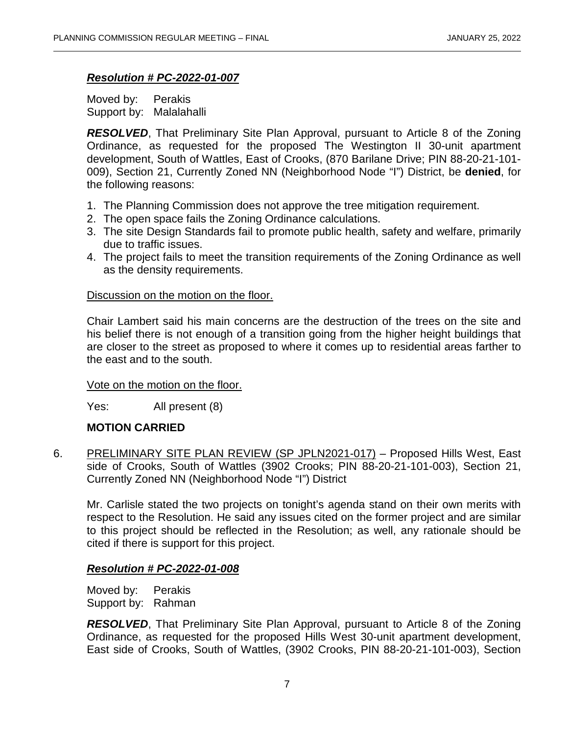***Resolution # PC-2022-01-007***

Moved by: Perakis
Support by: Malalahalli

***RESOLVED***, That Preliminary Site Plan Approval, pursuant to Article 8 of the Zoning Ordinance, as requested for the proposed The Westington II 30-unit apartment development, South of Wattles, East of Crooks, (870 Barilane Drive; PIN 88-20-21-101-009), Section 21, Currently Zoned NN (Neighborhood Node "I") District, be **denied**, for the following reasons:

1. The Planning Commission does not approve the tree mitigation requirement.
2. The open space fails the Zoning Ordinance calculations.
3. The site Design Standards fail to promote public health, safety and welfare, primarily due to traffic issues.
4. The project fails to meet the transition requirements of the Zoning Ordinance as well as the density requirements.

Discussion on the motion on the floor.

Chair Lambert said his main concerns are the destruction of the trees on the site and his belief there is not enough of a transition going from the higher height buildings that are closer to the street as proposed to where it comes up to residential areas farther to the east and to the south.

Vote on the motion on the floor.

Yes: All present (8)

**MOTION CARRIED**

6. PRELIMINARY SITE PLAN REVIEW (SP JPLN2021-017) – Proposed Hills West, East side of Crooks, South of Wattles (3902 Crooks; PIN 88-20-21-101-003), Section 21, Currently Zoned NN (Neighborhood Node "I") District

   Mr. Carlisle stated the two projects on tonight's agenda stand on their own merits with respect to the Resolution. He said any issues cited on the former project and are similar to this project should be reflected in the Resolution; as well, any rationale should be cited if there is support for this project.

***Resolution # PC-2022-01-008***

Moved by: Perakis
Support by: Rahman

***RESOLVED***, That Preliminary Site Plan Approval, pursuant to Article 8 of the Zoning Ordinance, as requested for the proposed Hills West 30-unit apartment development, East side of Crooks, South of Wattles, (3902 Crooks, PIN 88-20-21-101-003), Section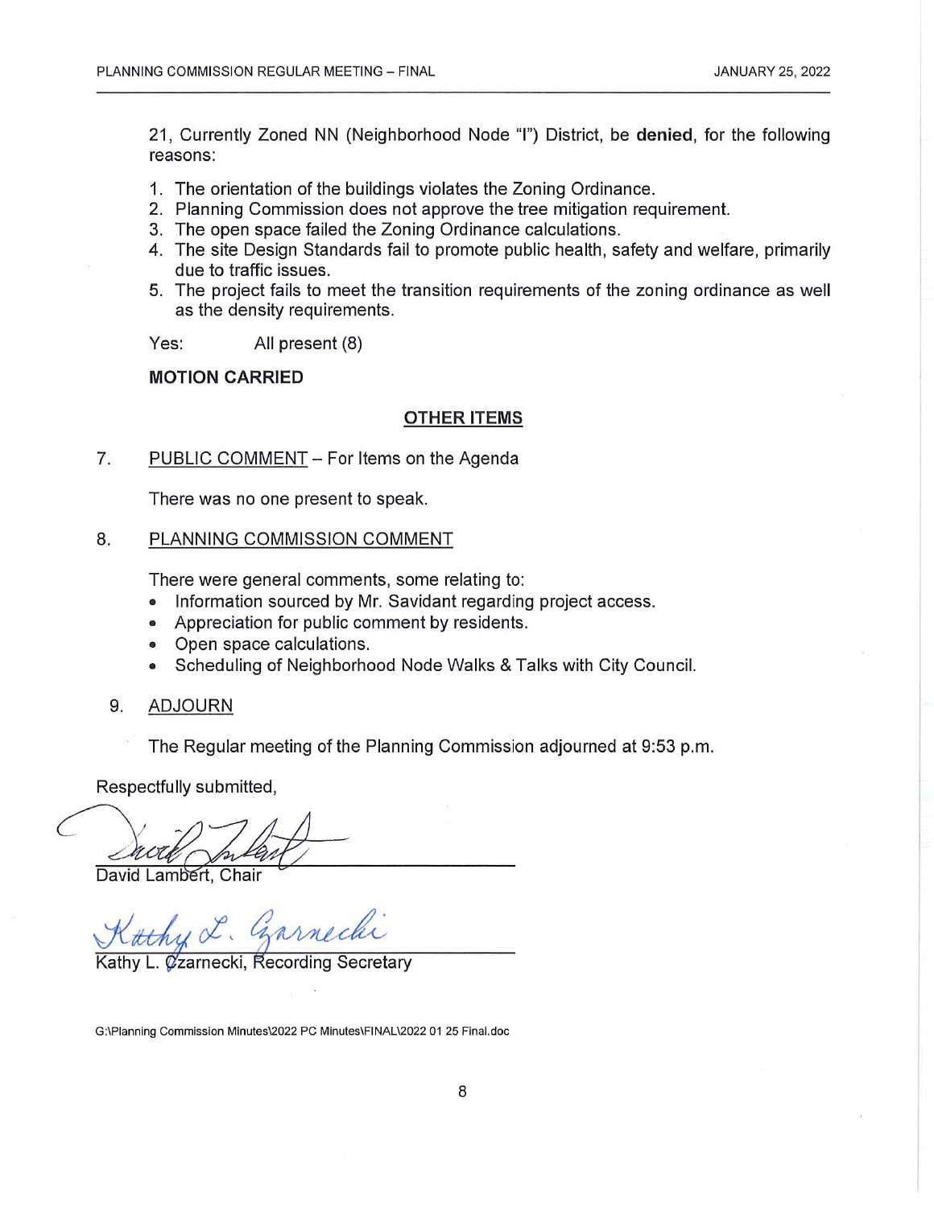21, Currently Zoned NN (Neighborhood Node "I") District, be **denied**, for the following reasons:

1. The orientation of the buildings violates the Zoning Ordinance.
2. Planning Commission does not approve the tree mitigation requirement.
3. The open space failed the Zoning Ordinance calculations.
4. The site Design Standards fail to promote public health, safety and welfare, primarily due to traffic issues.
5. The project fails to meet the transition requirements of the zoning ordinance as well as the density requirements.

Yes: All present (8)

**MOTION CARRIED**

## OTHER ITEMS

7. PUBLIC COMMENT – For Items on the Agenda

There was no one present to speak.

8. PLANNING COMMISSION COMMENT

There were general comments, some relating to:

- Information sourced by Mr. Savidant regarding project access.
- Appreciation for public comment by residents.
- Open space calculations.
- Scheduling of Neighborhood Node Walks & Talks with City Council.

9. ADJOURN

The Regular meeting of the Planning Commission adjourned at 9:53 p.m.

Respectfully submitted,

David Lambert, Chair

Kathy L. Czarnecki, Recording Secretary

G:\Planning Commission Minutes\2022 PC Minutes\FINAL\2022 01 25 Final.doc